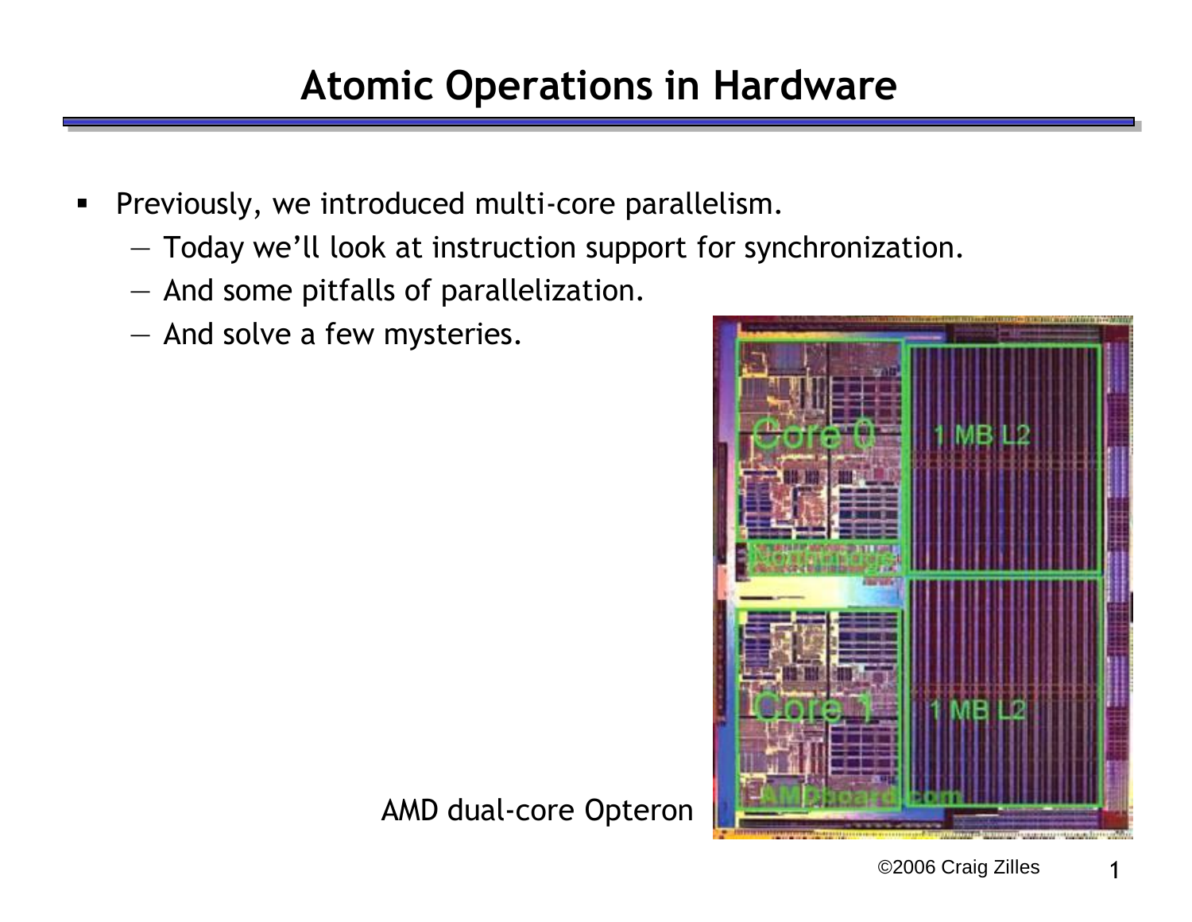# Atomic Operations in Hardware

- Previously, we introduced multi-core parallelism.
  - Today we'll look at instruction support for synchronization.
  - And some pitfalls of parallelization.
  - And solve a few mysteries.

AMD dual-core Opteron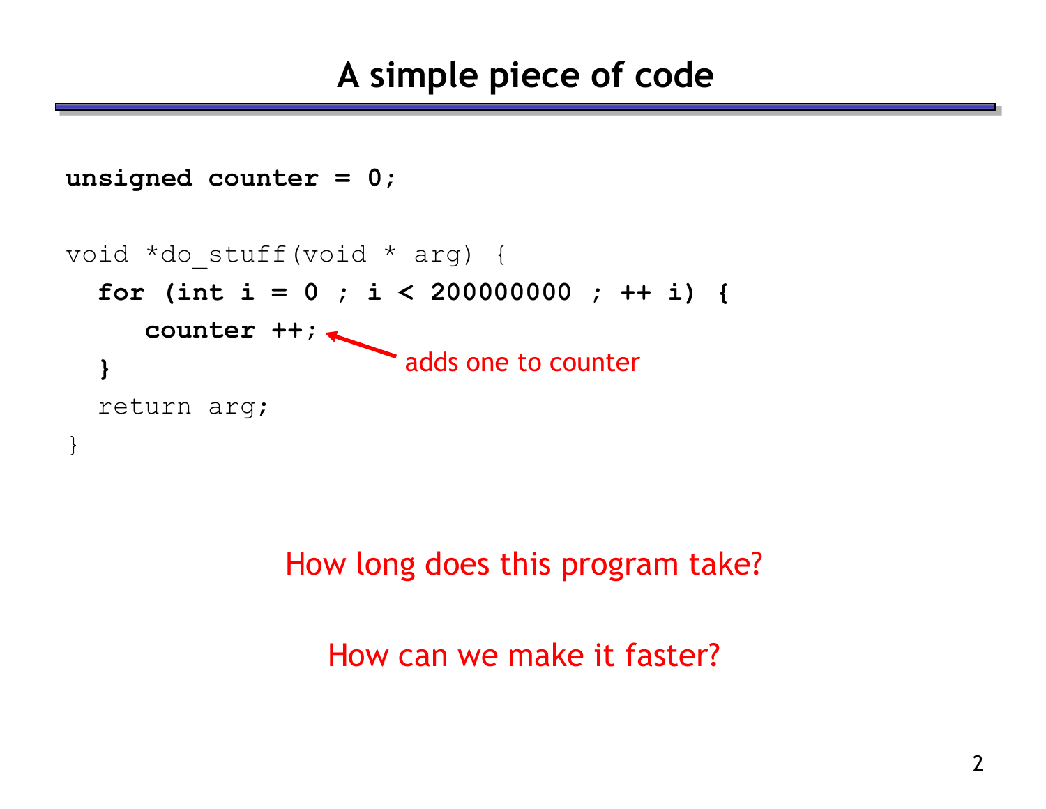# A simple piece of code

```
unsigned counter = 0;

void *do_stuff(void * arg) {
  for (int i = 0 ; i < 200000000 ; ++ i) {
     counter ++;
  }
  return arg;
}
```

adds one to counter

How long does this program take?

How can we make it faster?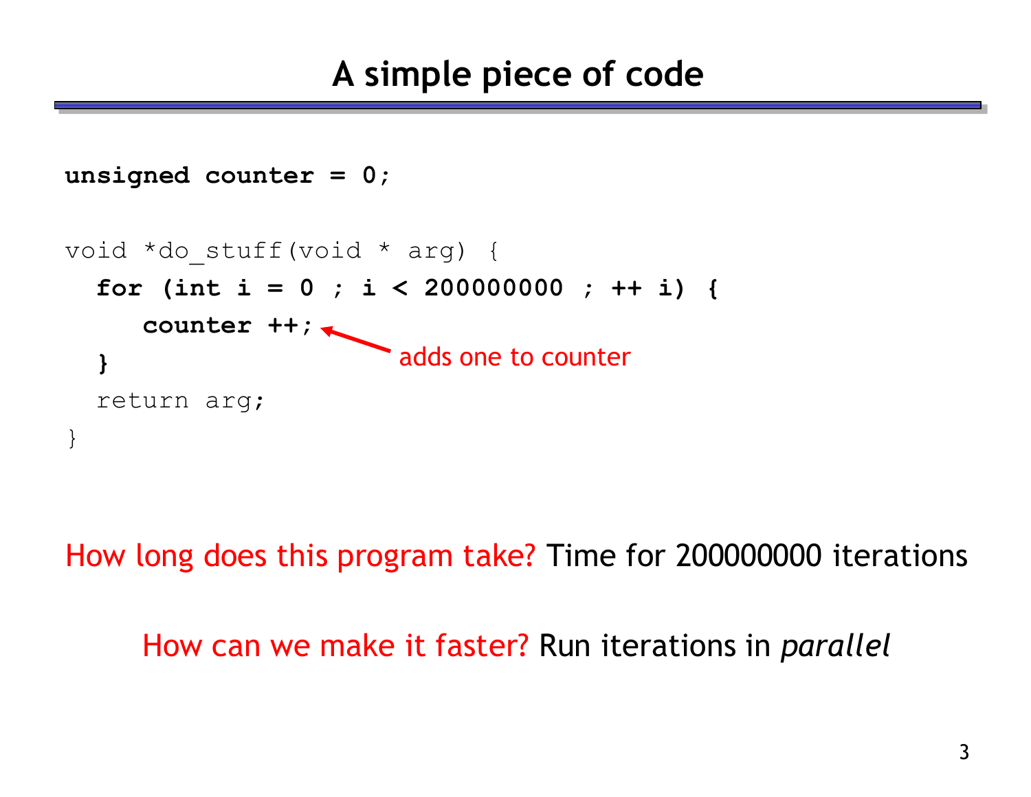# A simple piece of code

```
unsigned counter = 0;

void *do_stuff(void * arg) {
  for (int i = 0 ; i < 200000000 ; ++ i) {
     counter ++;      // adds one to counter
  }
  return arg;
}
```

How long does this program take? Time for 200000000 iterations

How can we make it faster? Run iterations in *parallel*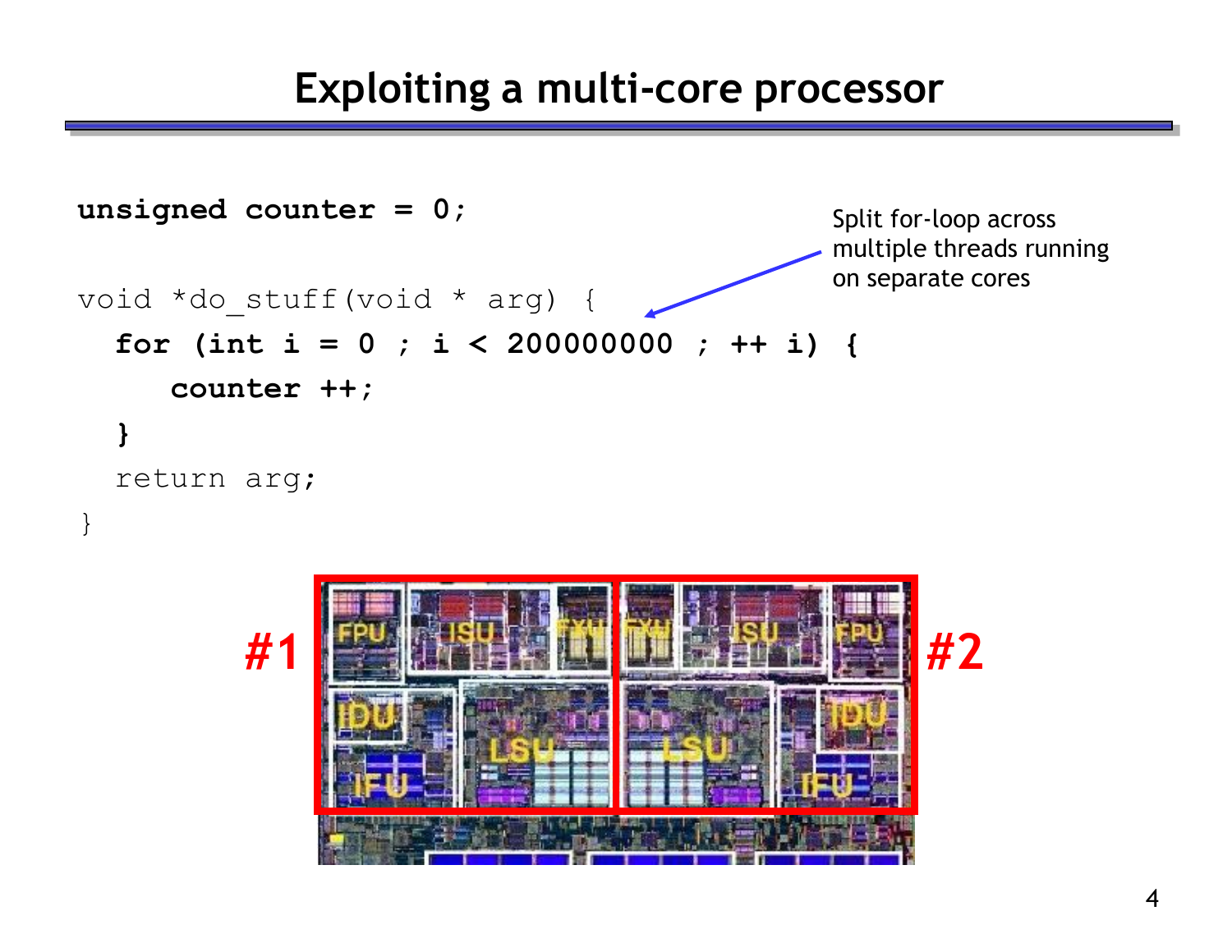# Exploiting a multi-core processor

```
unsigned counter = 0;

void *do_stuff(void * arg) {
  for (int i = 0 ; i < 200000000 ; ++ i) {
     counter ++;
  }
  return arg;
}
```

Split for-loop across multiple threads running on separate cores

#1 #2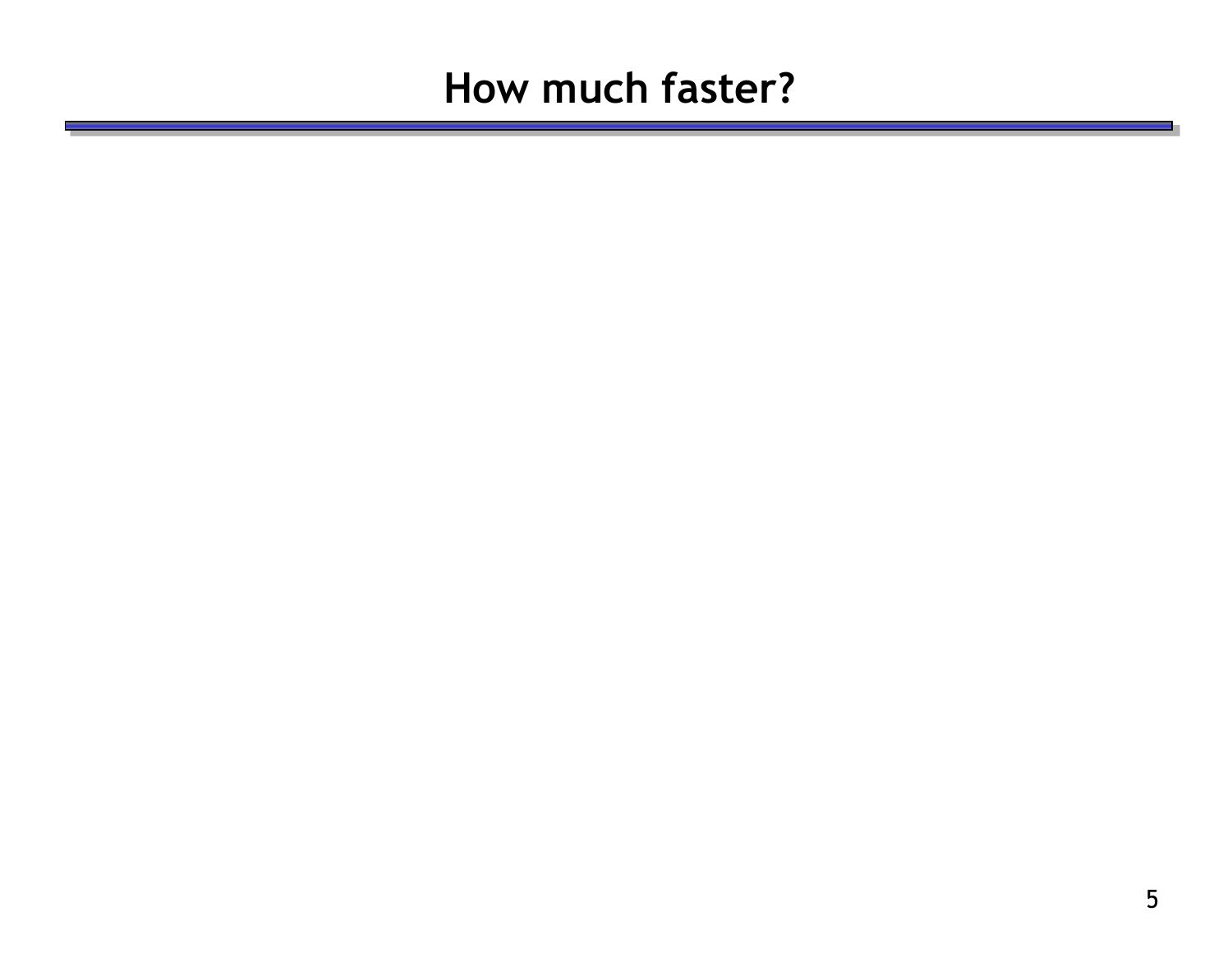# How much faster?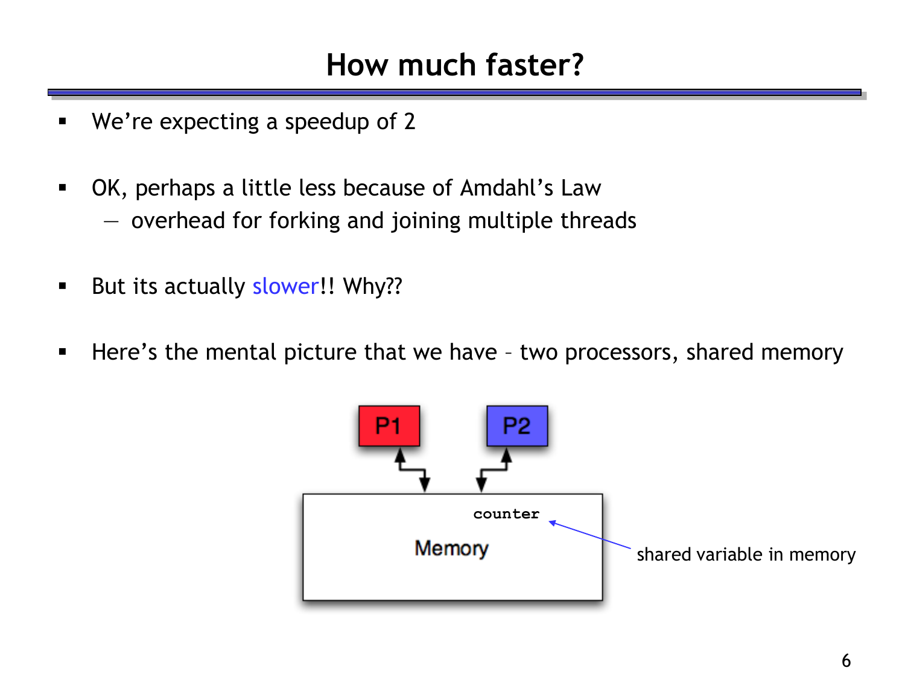# How much faster?

- We're expecting a speedup of 2

- OK, perhaps a little less because of Amdahl's Law
  - overhead for forking and joining multiple threads

- But its actually slower!! Why??

- Here's the mental picture that we have – two processors, shared memory

P1 P2

counter

Memory

shared variable in memory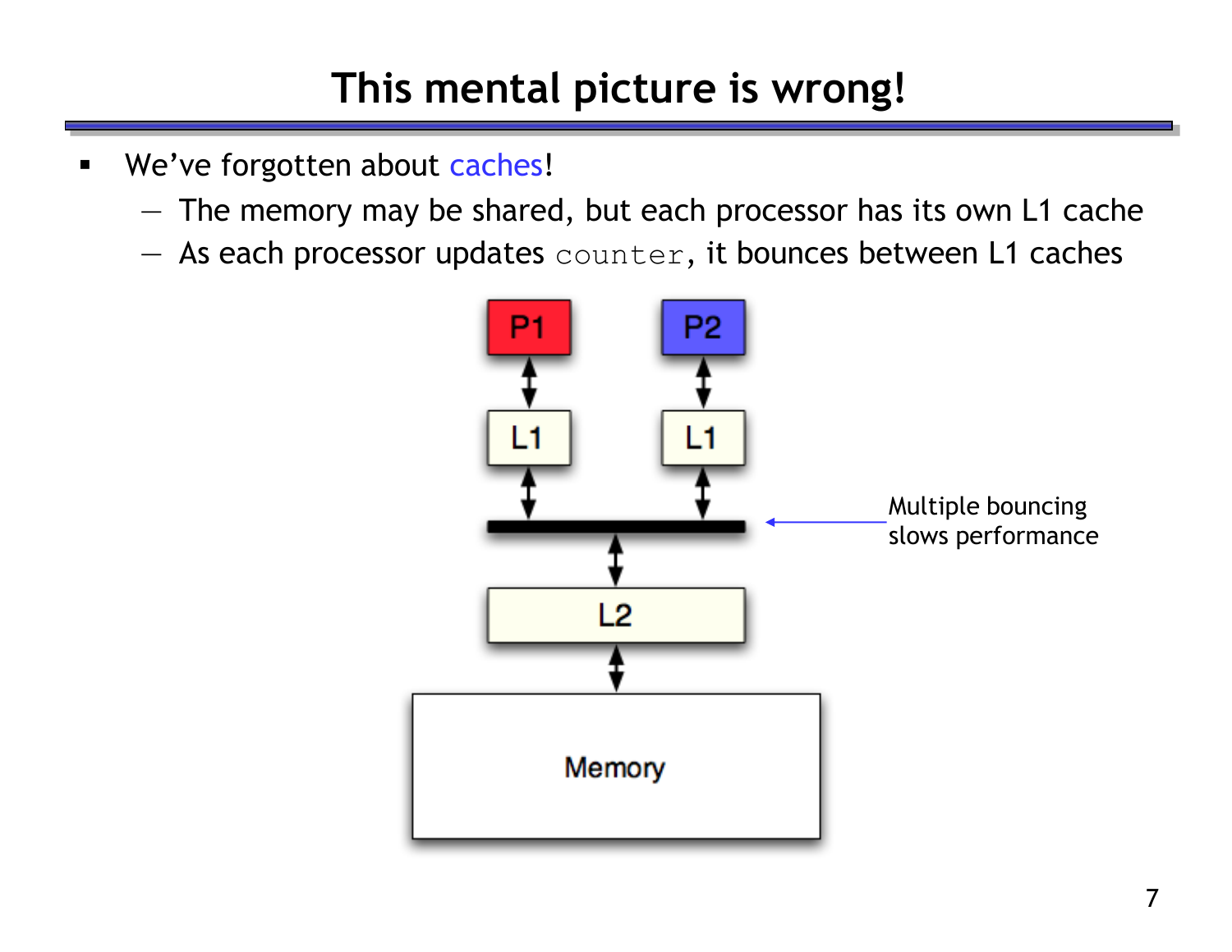# This mental picture is wrong!

- We've forgotten about caches!
  - The memory may be shared, but each processor has its own L1 cache
  - As each processor updates `counter`, it bounces between L1 caches

P1 P2

L1 L1

L2

Memory

Multiple bouncing slows performance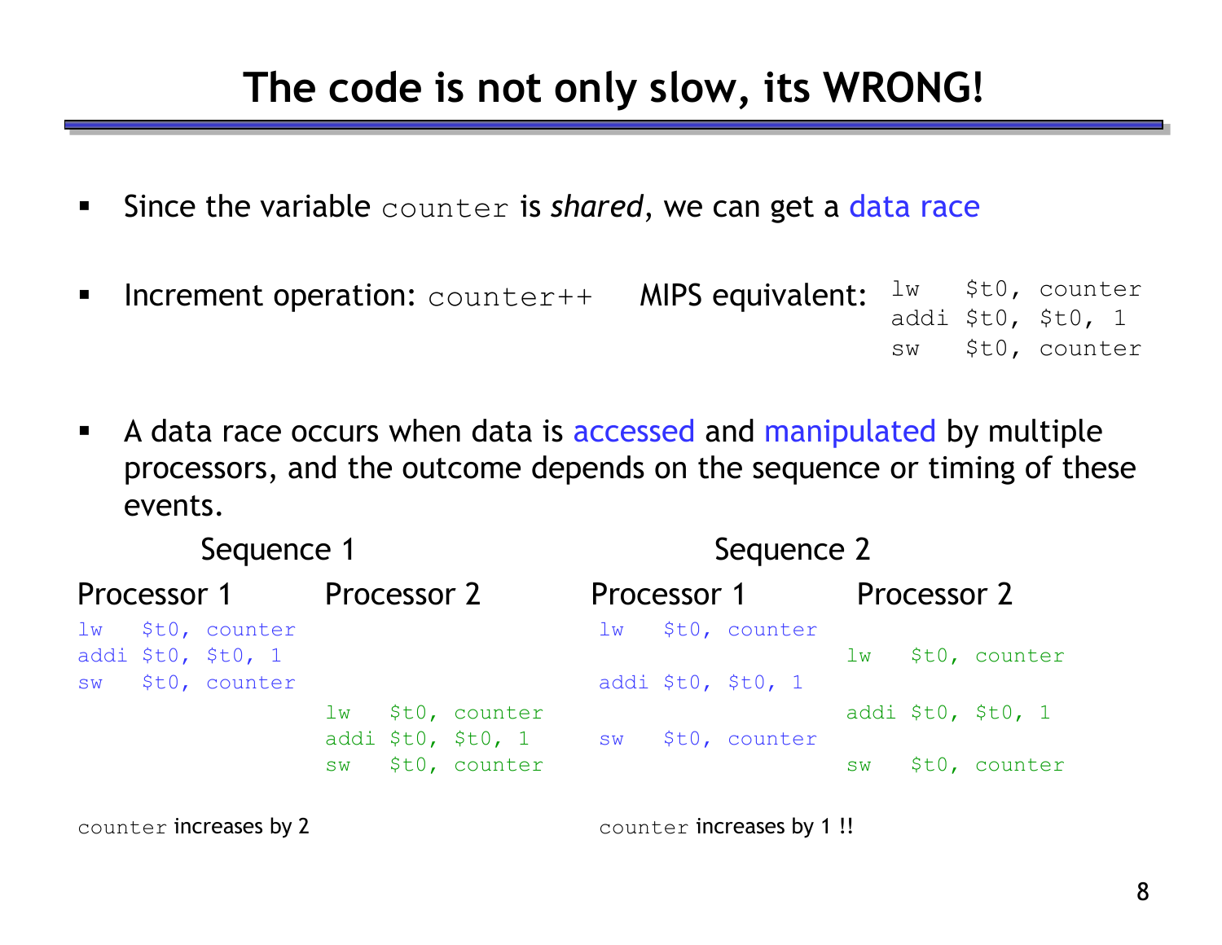# The code is not only slow, its WRONG!

- Since the variable `counter` is *shared*, we can get a data race

- Increment operation: `counter++`   MIPS equivalent:

```
lw   $t0, counter
addi $t0, $t0, 1
sw   $t0, counter
```

- A data race occurs when data is accessed and manipulated by multiple processors, and the outcome depends on the sequence or timing of these events.

**Sequence 1**

| Processor 1 | Processor 2 |
|---|---|
| `lw   $t0, counter` | |
| `addi $t0, $t0, 1` | |
| `sw   $t0, counter` | |
| | `lw   $t0, counter` |
| | `addi $t0, $t0, 1` |
| | `sw   $t0, counter` |

`counter` increases by 2

**Sequence 2**

| Processor 1 | Processor 2 |
|---|---|
| `lw   $t0, counter` | |
| | `lw   $t0, counter` |
| `addi $t0, $t0, 1` | |
| | `addi $t0, $t0, 1` |
| `sw   $t0, counter` | |
| | `sw   $t0, counter` |

`counter` increases by 1 !!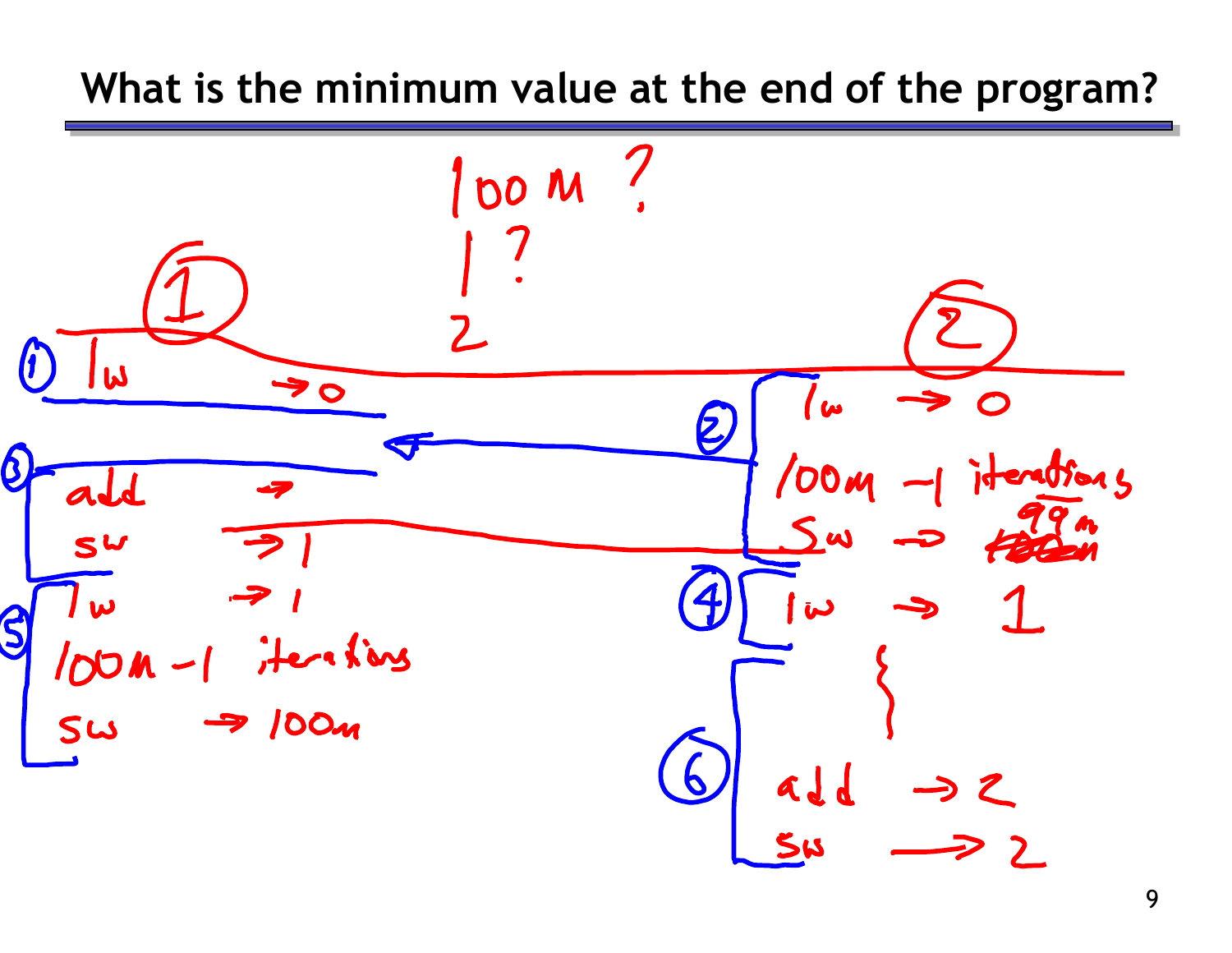# What is the minimum value at the end of the program?

100 M ?

1 ?

2

**Thread ①**

① lw → 0

③ add →
sw → 1

⑤ lw → 1
100m - 1 iterations
sw → 100m

**Thread ②**

② lw → 0
100m - 1 iterations
sw → ~~100m~~ 99m

④ lw → 1

⑥ add → 2
sw → 2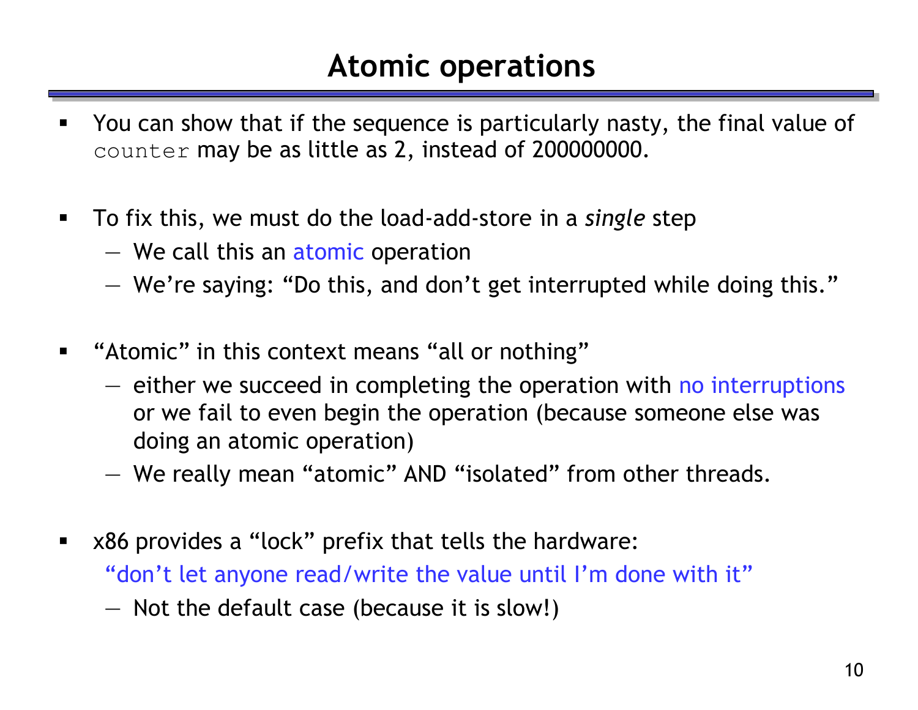# Atomic operations

- You can show that if the sequence is particularly nasty, the final value of `counter` may be as little as 2, instead of 200000000.

- To fix this, we must do the load-add-store in a *single* step
  - We call this an atomic operation
  - We're saying: "Do this, and don't get interrupted while doing this."

- "Atomic" in this context means "all or nothing"
  - either we succeed in completing the operation with no interruptions or we fail to even begin the operation (because someone else was doing an atomic operation)
  - We really mean "atomic" AND "isolated" from other threads.

- x86 provides a "lock" prefix that tells the hardware:
  "don't let anyone read/write the value until I'm done with it"
  - Not the default case (because it is slow!)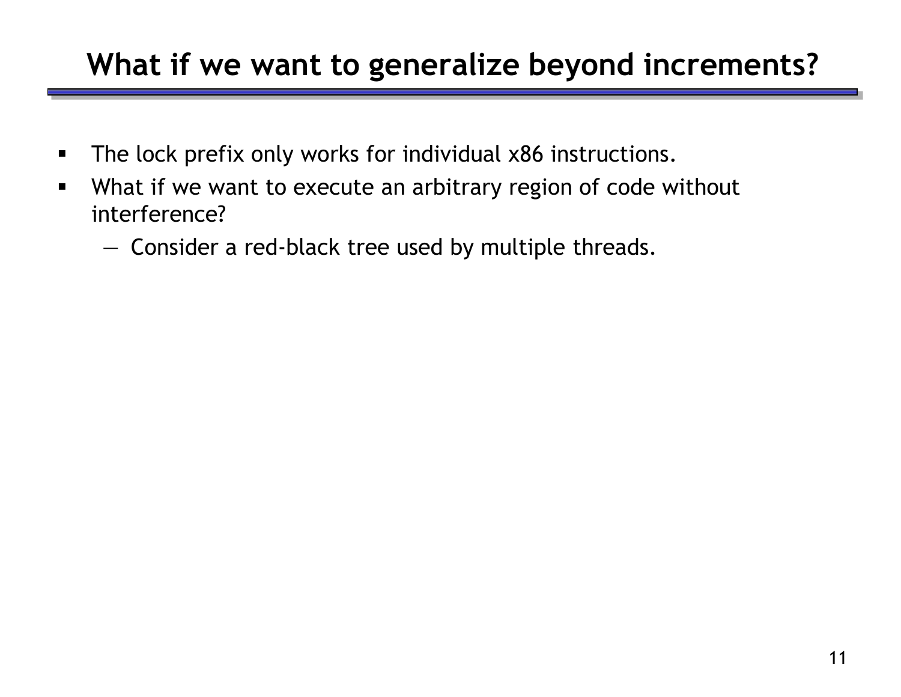# What if we want to generalize beyond increments?

- The lock prefix only works for individual x86 instructions.
- What if we want to execute an arbitrary region of code without interference?
  - Consider a red-black tree used by multiple threads.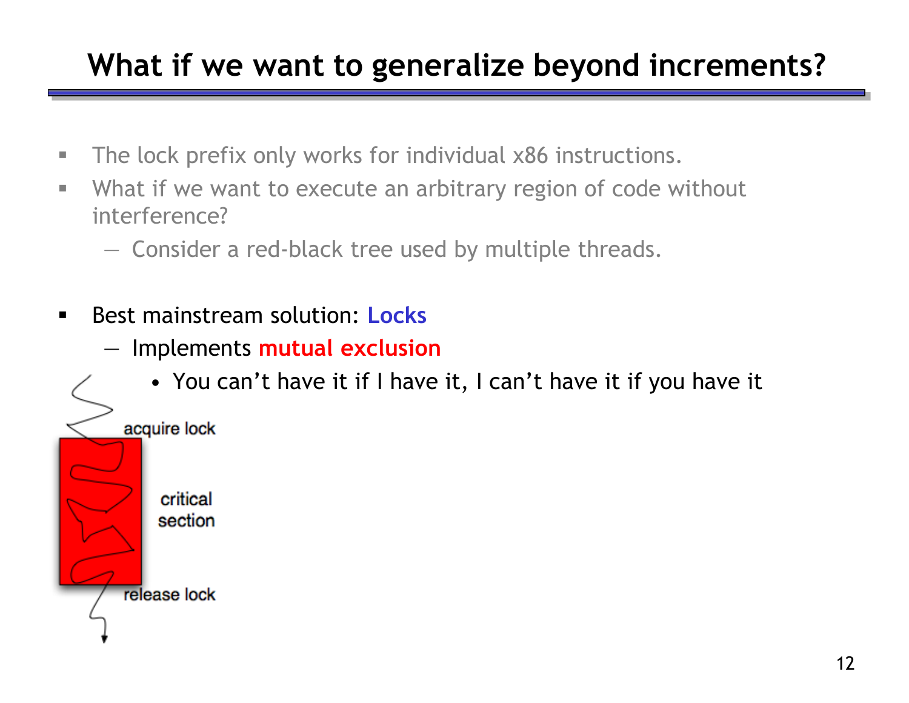# What if we want to generalize beyond increments?

- The lock prefix only works for individual x86 instructions.
- What if we want to execute an arbitrary region of code without interference?
  - Consider a red-black tree used by multiple threads.

- Best mainstream solution: **Locks**
  - Implements **mutual exclusion**
    - You can't have it if I have it, I can't have it if you have it

acquire lock

critical section

release lock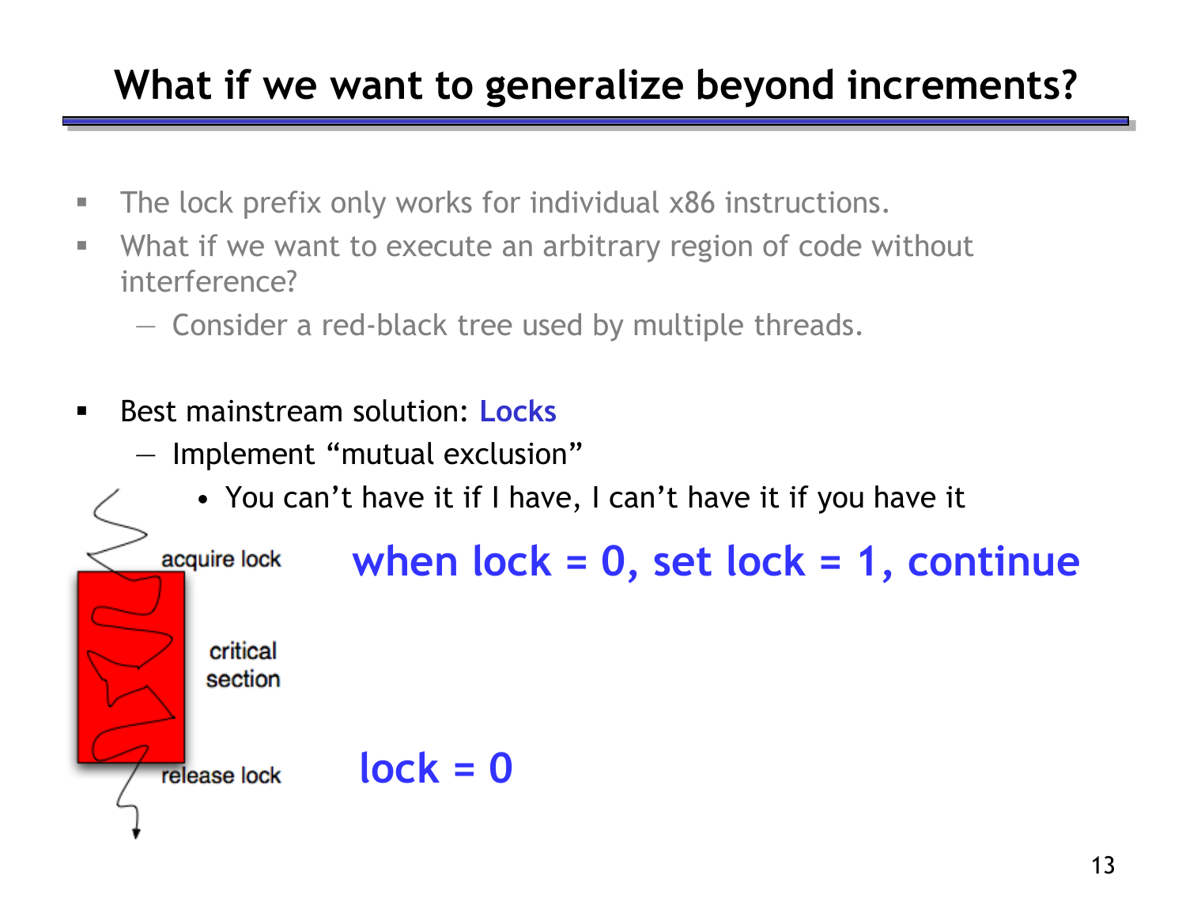# What if we want to generalize beyond increments?

- The lock prefix only works for individual x86 instructions.
- What if we want to execute an arbitrary region of code without interference?
  - Consider a red-black tree used by multiple threads.

- Best mainstream solution: **Locks**
  - Implement "mutual exclusion"
    - You can't have it if I have, I can't have it if you have it

acquire lock — **when lock = 0, set lock = 1, continue**

critical section

release lock — **lock = 0**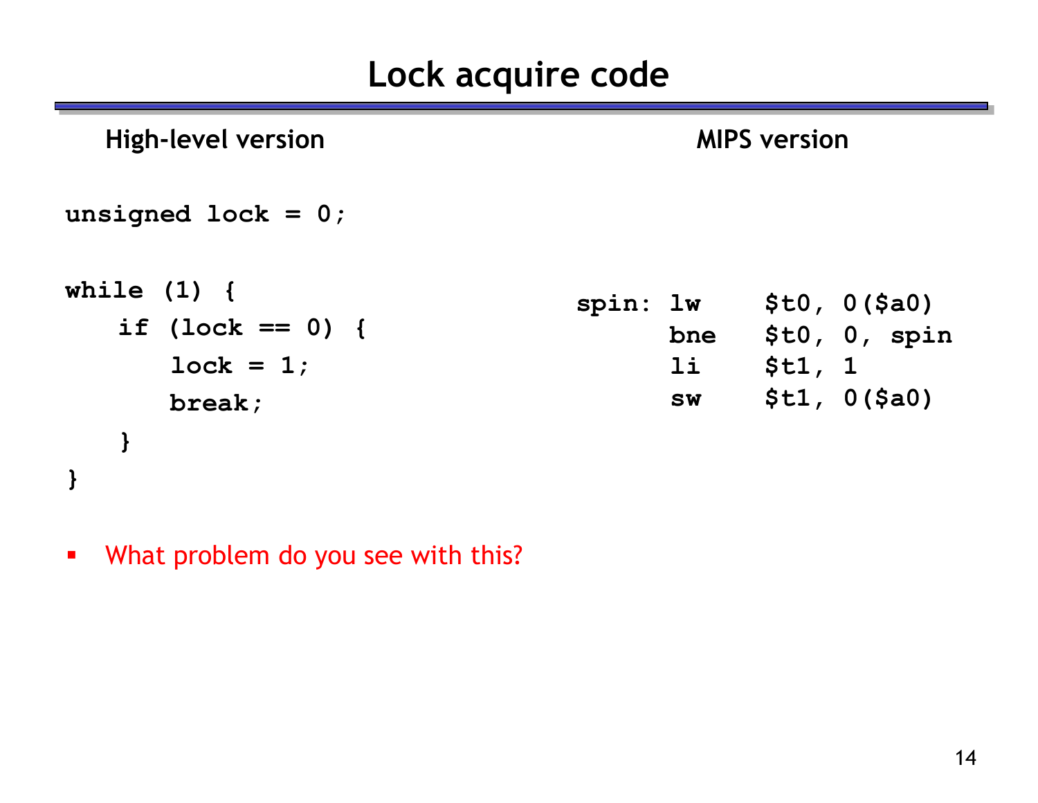# Lock acquire code

**High-level version**

```
unsigned lock = 0;

while (1) {
    if (lock == 0) {
        lock = 1;
        break;
    }
}
```

**MIPS version**

```
spin: lw    $t0, 0($a0)
      bne   $t0, 0, spin
      li    $t1, 1
      sw    $t1, 0($a0)
```

- What problem do you see with this?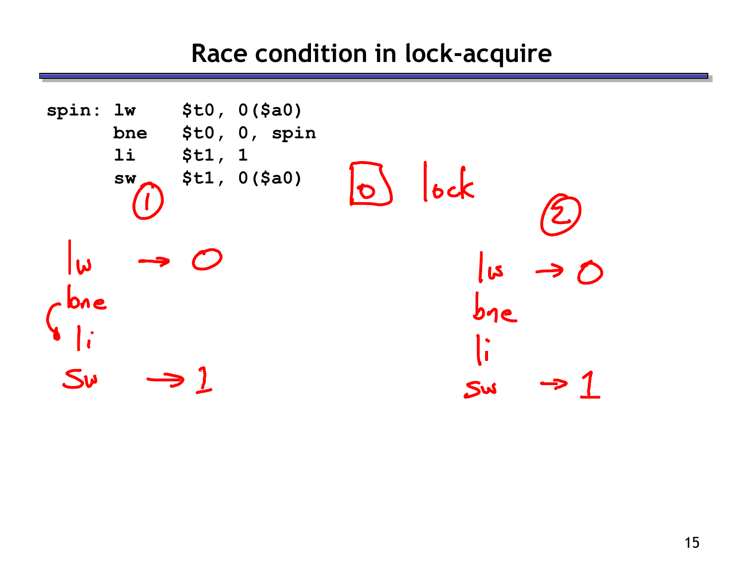# Race condition in lock-acquire

```
spin: lw     $t0, 0($a0)
      bne    $t0, 0, spin
      li     $t1, 1
      sw     $t1, 0($a0)
```

0 lock

①

lw → 0
bne
li
sw → 1

②

lw → 0
bne
li
sw → 1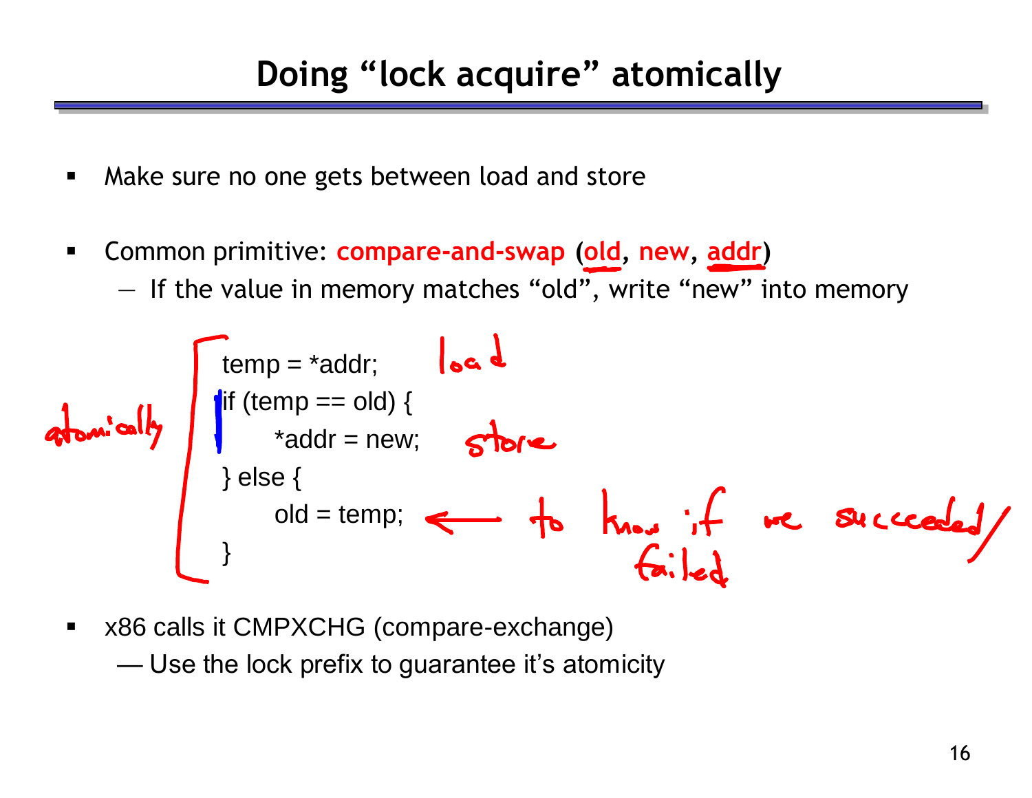# Doing "lock acquire" atomically

- Make sure no one gets between load and store
- Common primitive: **compare-and-swap** (**old**, **new**, **addr**)
  - If the value in memory matches "old", write "new" into memory

```
temp = *addr;
if (temp == old) {
    *addr = new;
} else {
    old = temp;
}
```

- x86 calls it CMPXCHG (compare-exchange)
  - Use the lock prefix to guarantee it's atomicity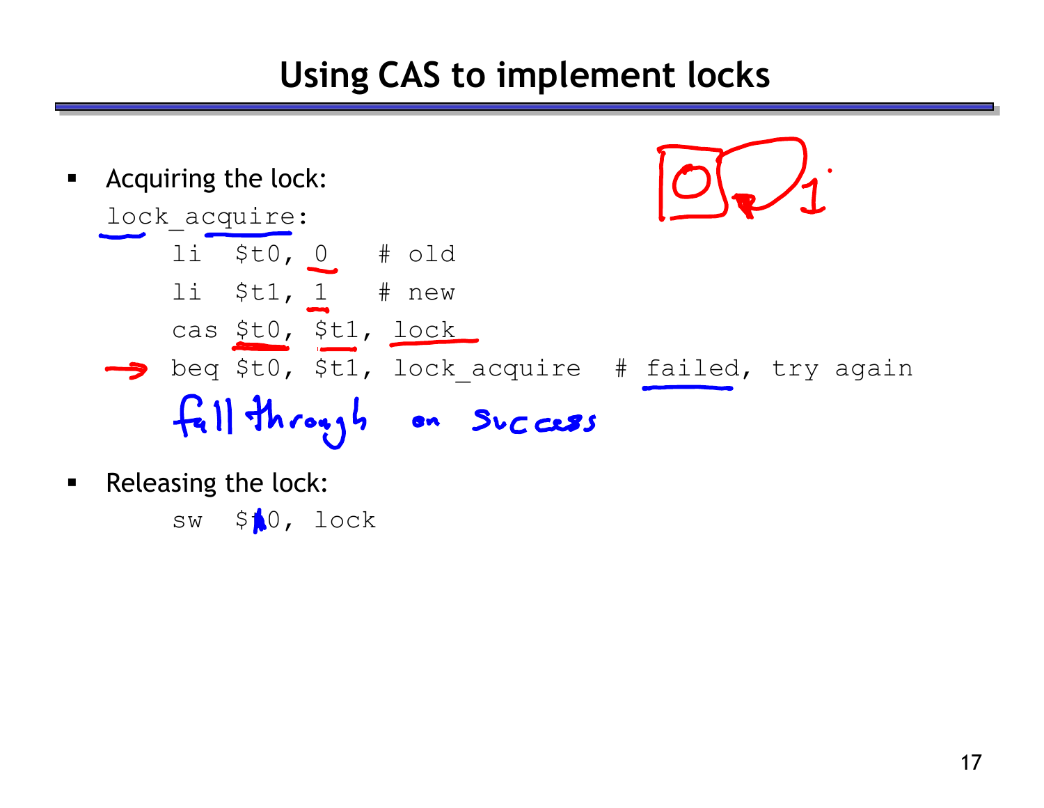# Using CAS to implement locks

- Acquiring the lock:

```
lock_acquire:
    li   $t0, 0    # old
    li   $t1, 1    # new
    cas  $t0, $t1, lock
    beq  $t0, $t1, lock_acquire   # failed, try again
```

fall through on success

- Releasing the lock:

```
    sw   $0, lock
```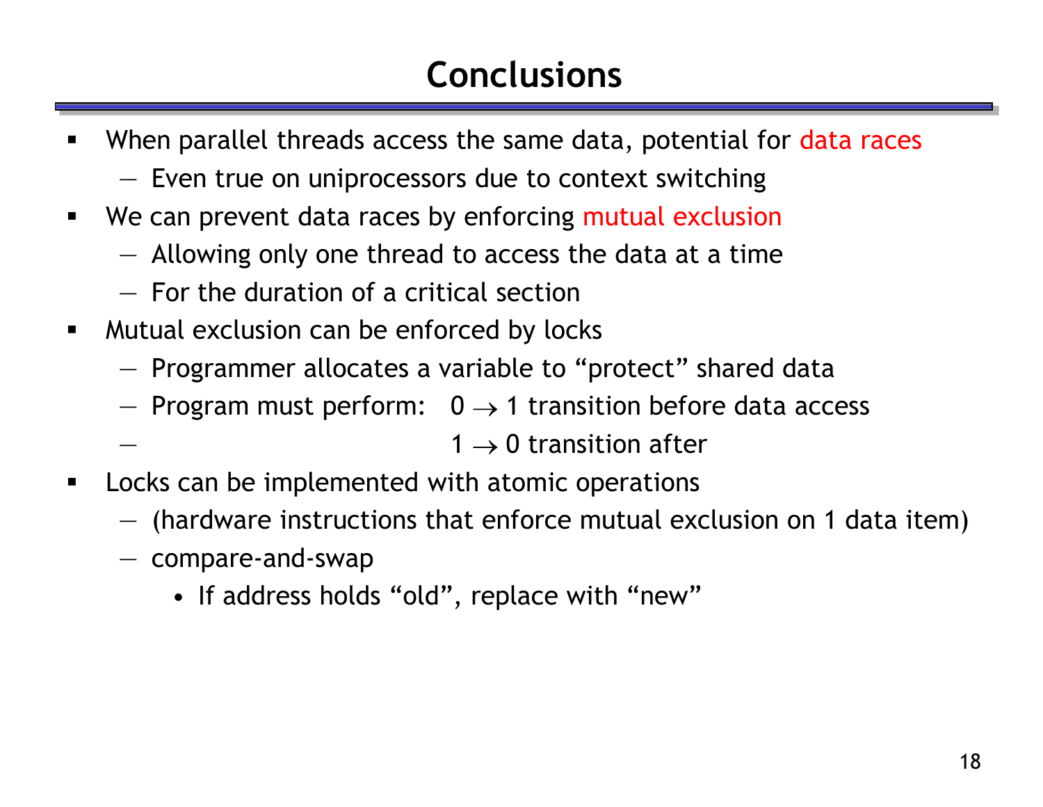# Conclusions

- When parallel threads access the same data, potential for data races
  - Even true on uniprocessors due to context switching
- We can prevent data races by enforcing mutual exclusion
  - Allowing only one thread to access the data at a time
  - For the duration of a critical section
- Mutual exclusion can be enforced by locks
  - Programmer allocates a variable to “protect” shared data
  - Program must perform: $0 \rightarrow 1$ transition before data access
  - $1 \rightarrow 0$ transition after
- Locks can be implemented with atomic operations
  - (hardware instructions that enforce mutual exclusion on 1 data item)
  - compare-and-swap
    - If address holds “old”, replace with “new”